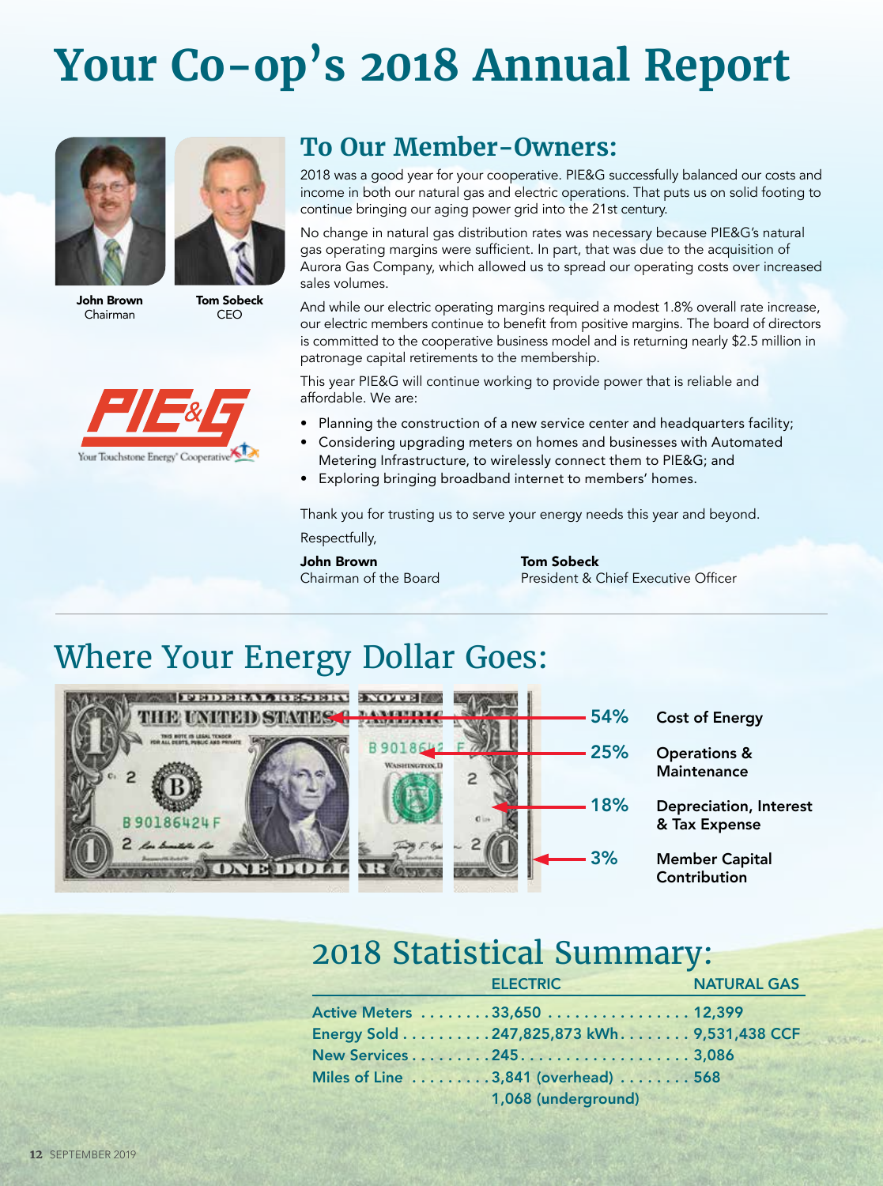# Your Co-op's 2018 Annual Report

**John Brown**
Chairman

**Tom Sobeck**
CEO

PIE&G
Your Touchstone Energy® Cooperative

## To Our Member-Owners:

2018 was a good year for your cooperative. PIE&G successfully balanced our costs and income in both our natural gas and electric operations. That puts us on solid footing to continue bringing our aging power grid into the 21st century.

No change in natural gas distribution rates was necessary because PIE&G's natural gas operating margins were sufficient. In part, that was due to the acquisition of Aurora Gas Company, which allowed us to spread our operating costs over increased sales volumes.

And while our electric operating margins required a modest 1.8% overall rate increase, our electric members continue to benefit from positive margins. The board of directors is committed to the cooperative business model and is returning nearly $2.5 million in patronage capital retirements to the membership.

This year PIE&G will continue working to provide power that is reliable and affordable. We are:

- Planning the construction of a new service center and headquarters facility;
- Considering upgrading meters on homes and businesses with Automated Metering Infrastructure, to wirelessly connect them to PIE&G; and
- Exploring bringing broadband internet to members' homes.

Thank you for trusting us to serve your energy needs this year and beyond.

Respectfully,

**John Brown**
Chairman of the Board

**Tom Sobeck**
President & Chief Executive Officer

## Where Your Energy Dollar Goes:

- 54% Cost of Energy
- 25% Operations & Maintenance
- 18% Depreciation, Interest & Tax Expense
- 3% Member Capital Contribution

## 2018 Statistical Summary:

| | ELECTRIC | NATURAL GAS |
|---|---|---|
| Active Meters | 33,650 | 12,399 |
| Energy Sold | 247,825,873 kWh | 9,531,438 CCF |
| New Services | 245 | 3,086 |
| Miles of Line | 3,841 (overhead)<br>1,068 (underground) | 568 |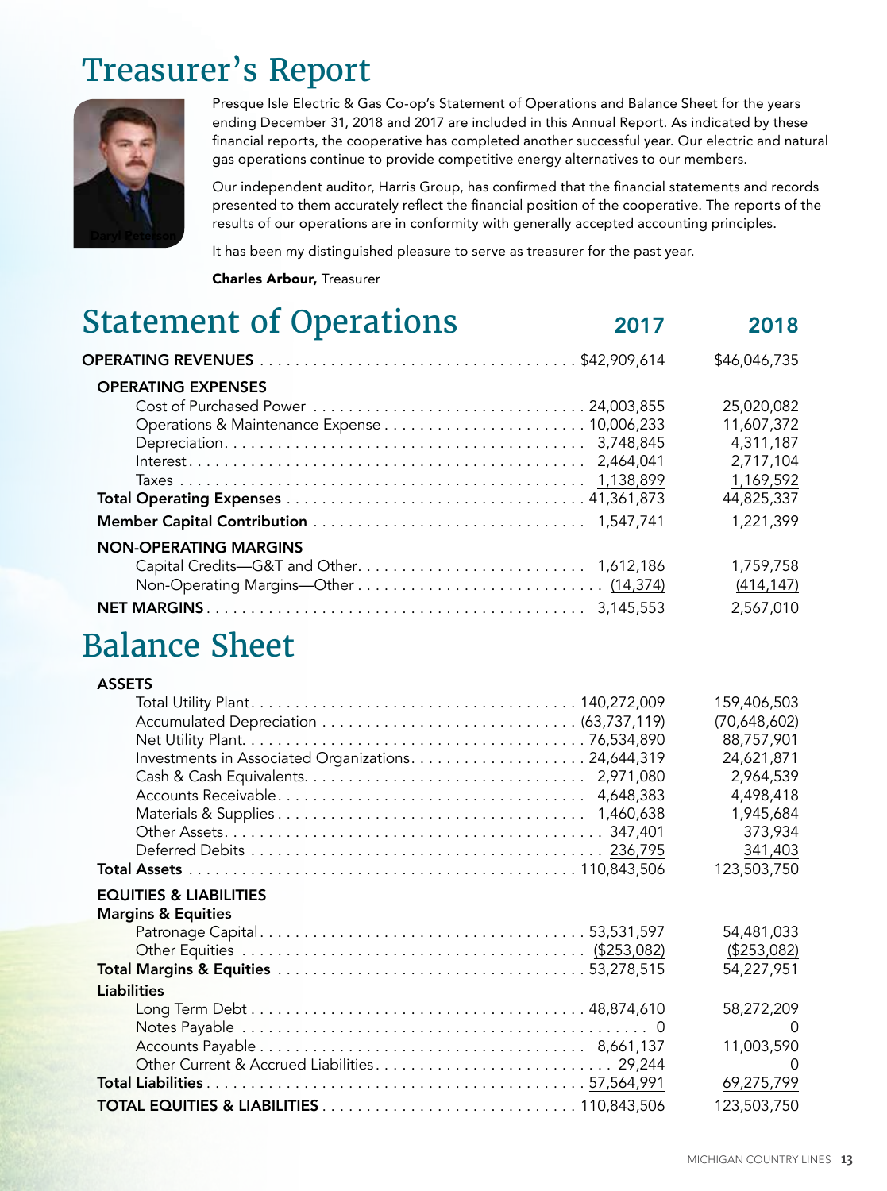# Treasurer's Report

Daryl Peterson

Presque Isle Electric & Gas Co-op's Statement of Operations and Balance Sheet for the years ending December 31, 2018 and 2017 are included in this Annual Report. As indicated by these financial reports, the cooperative has completed another successful year. Our electric and natural gas operations continue to provide competitive energy alternatives to our members.

Our independent auditor, Harris Group, has confirmed that the financial statements and records presented to them accurately reflect the financial position of the cooperative. The reports of the results of our operations are in conformity with generally accepted accounting principles.

It has been my distinguished pleasure to serve as treasurer for the past year.

**Charles Arbour,** Treasurer

# Statement of Operations

| | 2017 | 2018 |
|---|---|---|
| **OPERATING REVENUES** | $42,909,614 | $46,046,735 |
| **OPERATING EXPENSES** | | |
| Cost of Purchased Power | 24,003,855 | 25,020,082 |
| Operations & Maintenance Expense | 10,006,233 | 11,607,372 |
| Depreciation | 3,748,845 | 4,311,187 |
| Interest | 2,464,041 | 2,717,104 |
| Taxes | 1,138,899 | 1,169,592 |
| **Total Operating Expenses** | 41,361,873 | 44,825,337 |
| **Member Capital Contribution** | 1,547,741 | 1,221,399 |
| **NON-OPERATING MARGINS** | | |
| Capital Credits—G&T and Other | 1,612,186 | 1,759,758 |
| Non-Operating Margins—Other | (14,374) | (414,147) |
| **NET MARGINS** | 3,145,553 | 2,567,010 |

# Balance Sheet

| | 2017 | 2018 |
|---|---|---|
| **ASSETS** | | |
| Total Utility Plant | 140,272,009 | 159,406,503 |
| Accumulated Depreciation | (63,737,119) | (70,648,602) |
| Net Utility Plant | 76,534,890 | 88,757,901 |
| Investments in Associated Organizations | 24,644,319 | 24,621,871 |
| Cash & Cash Equivalents | 2,971,080 | 2,964,539 |
| Accounts Receivable | 4,648,383 | 4,498,418 |
| Materials & Supplies | 1,460,638 | 1,945,684 |
| Other Assets | 347,401 | 373,934 |
| Deferred Debits | 236,795 | 341,403 |
| **Total Assets** | 110,843,506 | 123,503,750 |
| **EQUITIES & LIABILITIES** | | |
| **Margins & Equities** | | |
| Patronage Capital | 53,531,597 | 54,481,033 |
| Other Equities | ($253,082) | ($253,082) |
| **Total Margins & Equities** | 53,278,515 | 54,227,951 |
| **Liabilities** | | |
| Long Term Debt | 48,874,610 | 58,272,209 |
| Notes Payable | 0 | 0 |
| Accounts Payable | 8,661,137 | 11,003,590 |
| Other Current & Accrued Liabilities | 29,244 | 0 |
| **Total Liabilities** | 57,564,991 | 69,275,799 |
| **TOTAL EQUITIES & LIABILITIES** | 110,843,506 | 123,503,750 |